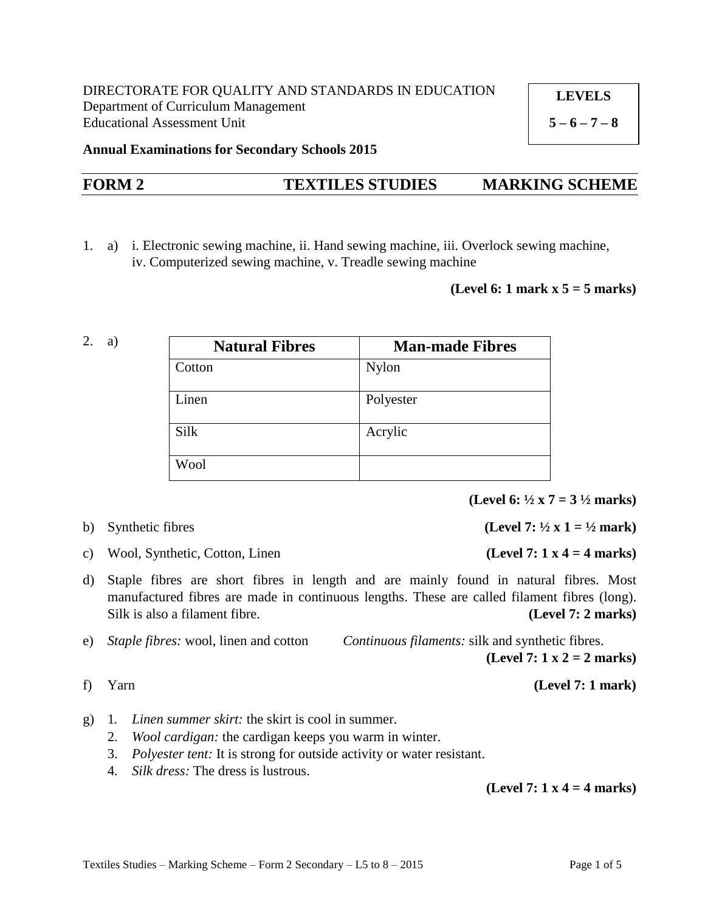DIRECTORATE FOR QUALITY AND STANDARDS IN EDUCATION
Department of Curriculum Management
Educational Assessment Unit

**LEVELS**
**5 – 6 – 7 – 8**

**Annual Examinations for Secondary Schools 2015**

## FORM 2 TEXTILES STUDIES MARKING SCHEME

1. a) i. Electronic sewing machine, ii. Hand sewing machine, iii. Overlock sewing machine, iv. Computerized sewing machine, v. Treadle sewing machine

**(Level 6: 1 mark x 5 = 5 marks)**

2. a)

| Natural Fibres | Man-made Fibres |
|---|---|
| Cotton | Nylon |
| Linen | Polyester |
| Silk | Acrylic |
| Wool | |

**(Level 6: ½ x 7 = 3 ½ marks)**

b) Synthetic fibres **(Level 7: ½ x 1 = ½ mark)**

c) Wool, Synthetic, Cotton, Linen **(Level 7: 1 x 4 = 4 marks)**

d) Staple fibres are short fibres in length and are mainly found in natural fibres. Most manufactured fibres are made in continuous lengths. These are called filament fibres (long). Silk is also a filament fibre. **(Level 7: 2 marks)**

e) *Staple fibres:* wool, linen and cotton *Continuous filaments:* silk and synthetic fibres. **(Level 7: 1 x 2 = 2 marks)**

f) Yarn **(Level 7: 1 mark)**

g)
1. *Linen summer skirt:* the skirt is cool in summer.
2. *Wool cardigan:* the cardigan keeps you warm in winter.
3. *Polyester tent:* It is strong for outside activity or water resistant.
4. *Silk dress:* The dress is lustrous.

**(Level 7: 1 x 4 = 4 marks)**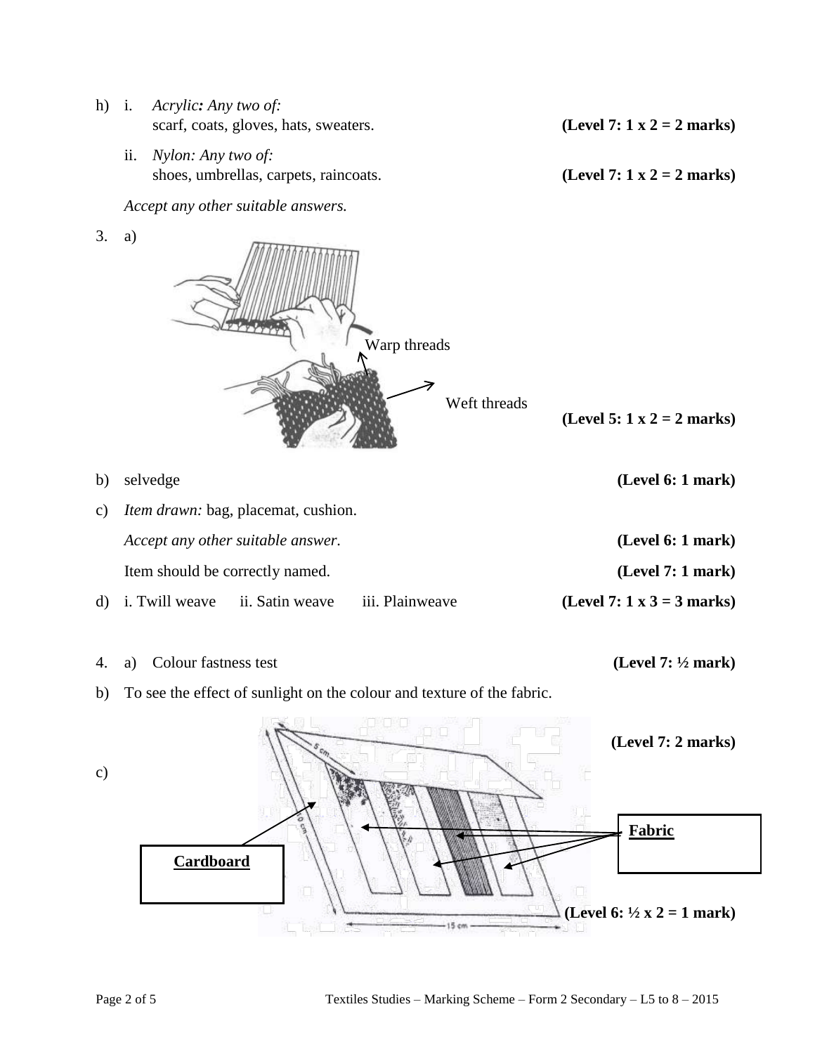h) i. *Acrylic: Any two of:*
scarf, coats, gloves, hats, sweaters. **(Level 7: 1 x 2 = 2 marks)**

ii. *Nylon: Any two of:*
shoes, umbrellas, carpets, raincoats. **(Level 7: 1 x 2 = 2 marks)**

*Accept any other suitable answers.*

3. a)

Warp threads

Weft threads

**(Level 5: 1 x 2 = 2 marks)**

b) selvedge **(Level 6: 1 mark)**

c) *Item drawn:* bag, placemat, cushion.

*Accept any other suitable answer.* **(Level 6: 1 mark)**

Item should be correctly named. **(Level 7: 1 mark)**

d) i. Twill weave ii. Satin weave iii. Plainweave **(Level 7: 1 x 3 = 3 marks)**

4. a) Colour fastness test **(Level 7: ½ mark)**

b) To see the effect of sunlight on the colour and texture of the fabric.

**(Level 7: 2 marks)**

c)

**Cardboard**

**Fabric**

**(Level 6: ½ x 2 = 1 mark)**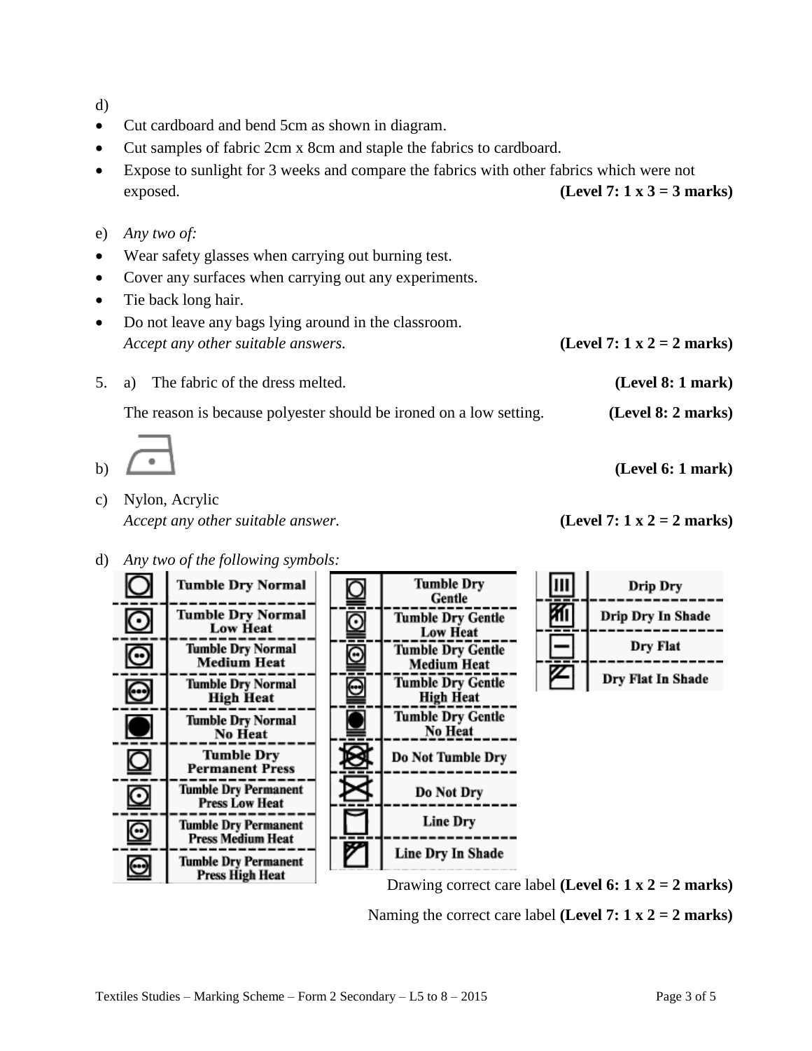d)

- Cut cardboard and bend 5cm as shown in diagram.
- Cut samples of fabric 2cm x 8cm and staple the fabrics to cardboard.
- Expose to sunlight for 3 weeks and compare the fabrics with other fabrics which were not exposed. **(Level 7: 1 x 3 = 3 marks)**

e) *Any two of:*

- Wear safety glasses when carrying out burning test.
- Cover any surfaces when carrying out any experiments.
- Tie back long hair.
- Do not leave any bags lying around in the classroom.

*Accept any other suitable answers.* **(Level 7: 1 x 2 = 2 marks)**

5. a) The fabric of the dress melted. **(Level 8: 1 mark)**

The reason is because polyester should be ironed on a low setting. **(Level 8: 2 marks)**

b) **(Level 6: 1 mark)**

c) Nylon, Acrylic

*Accept any other suitable answer.* **(Level 7: 1 x 2 = 2 marks)**

d) *Any two of the following symbols:*

| Symbol | Name |
|---|---|
| | Tumble Dry Normal |
| | Tumble Dry Normal Low Heat |
| | Tumble Dry Normal Medium Heat |
| | Tumble Dry Normal High Heat |
| | Tumble Dry Normal No Heat |
| | Tumble Dry Permanent Press |
| | Tumble Dry Permanent Press Low Heat |
| | Tumble Dry Permanent Press Medium Heat |
| | Tumble Dry Permanent Press High Heat |

| Symbol | Name |
|---|---|
| | Tumble Dry Gentle |
| | Tumble Dry Gentle Low Heat |
| | Tumble Dry Gentle Medium Heat |
| | Tumble Dry Gentle High Heat |
| | Tumble Dry Gentle No Heat |
| | Do Not Tumble Dry |
| | Do Not Dry |
| | Line Dry |
| | Line Dry In Shade |

| Symbol | Name |
|---|---|
| | Drip Dry |
| | Drip Dry In Shade |
| | Dry Flat |
| | Dry Flat In Shade |

Drawing correct care label **(Level 6: 1 x 2 = 2 marks)**

Naming the correct care label **(Level 7: 1 x 2 = 2 marks)**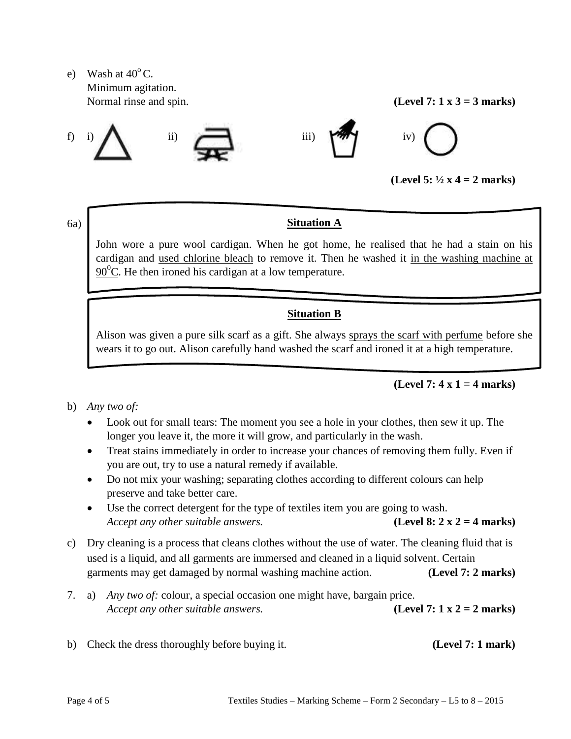e) Wash at $40^{o}$ C.
Minimum agitation.
Normal rinse and spin. **(Level 7: 1 x 3 = 3 marks)**

f) i) ii) iii) iv)

**(Level 5: ½ x 4 = 2 marks)**

6a)

**Situation A**

John wore a pure wool cardigan. When he got home, he realised that he had a stain on his cardigan and <u>used chlorine bleach</u> to remove it. Then he washed it <u>in the washing machine at $90^{0}$C</u>. He then ironed his cardigan at a low temperature.

**Situation B**

Alison was given a pure silk scarf as a gift. She always <u>sprays the scarf with perfume</u> before she wears it to go out. Alison carefully hand washed the scarf and <u>ironed it at a high temperature.</u>

**(Level 7: 4 x 1 = 4 marks)**

b) *Any two of:*

- Look out for small tears: The moment you see a hole in your clothes, then sew it up. The longer you leave it, the more it will grow, and particularly in the wash.
- Treat stains immediately in order to increase your chances of removing them fully. Even if you are out, try to use a natural remedy if available.
- Do not mix your washing; separating clothes according to different colours can help preserve and take better care.
- Use the correct detergent for the type of textiles item you are going to wash.
  *Accept any other suitable answers.* **(Level 8: 2 x 2 = 4 marks)**

c) Dry cleaning is a process that cleans clothes without the use of water. The cleaning fluid that is used is a liquid, and all garments are immersed and cleaned in a liquid solvent. Certain garments may get damaged by normal washing machine action. **(Level 7: 2 marks)**

7. a) *Any two of:* colour, a special occasion one might have, bargain price.
   *Accept any other suitable answers.* **(Level 7: 1 x 2 = 2 marks)**

b) Check the dress thoroughly before buying it. **(Level 7: 1 mark)**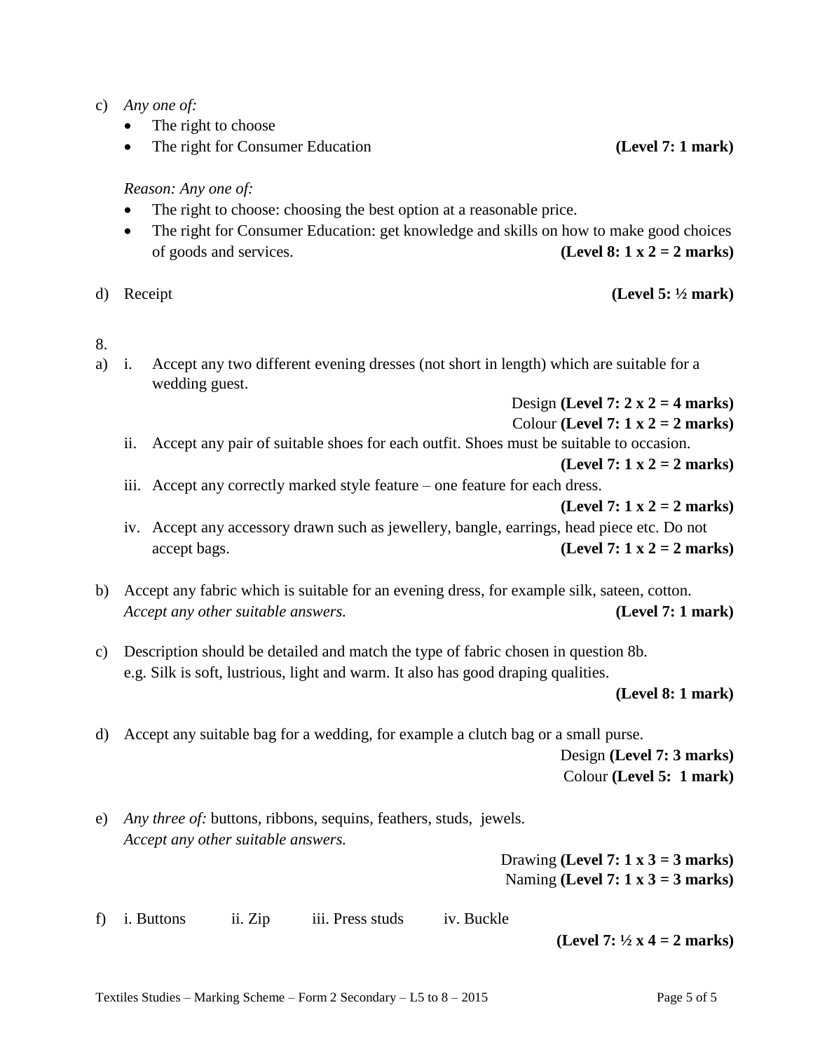c) *Any one of:*
   - The right to choose
   - The right for Consumer Education **(Level 7: 1 mark)**

   *Reason: Any one of:*
   - The right to choose: choosing the best option at a reasonable price.
   - The right for Consumer Education: get knowledge and skills on how to make good choices of goods and services. **(Level 8: 1 x 2 = 2 marks)**

d) Receipt **(Level 5: ½ mark)**

8.

a) i. Accept any two different evening dresses (not short in length) which are suitable for a wedding guest.
   Design **(Level 7: 2 x 2 = 4 marks)**
   Colour **(Level 7: 1 x 2 = 2 marks)**

   ii. Accept any pair of suitable shoes for each outfit. Shoes must be suitable to occasion. **(Level 7: 1 x 2 = 2 marks)**

   iii. Accept any correctly marked style feature – one feature for each dress. **(Level 7: 1 x 2 = 2 marks)**

   iv. Accept any accessory drawn such as jewellery, bangle, earrings, head piece etc. Do not accept bags. **(Level 7: 1 x 2 = 2 marks)**

b) Accept any fabric which is suitable for an evening dress, for example silk, sateen, cotton.
   *Accept any other suitable answers.* **(Level 7: 1 mark)**

c) Description should be detailed and match the type of fabric chosen in question 8b.
   e.g. Silk is soft, lustrious, light and warm. It also has good draping qualities.
   **(Level 8: 1 mark)**

d) Accept any suitable bag for a wedding, for example a clutch bag or a small purse.
   Design **(Level 7: 3 marks)**
   Colour **(Level 5: 1 mark)**

e) *Any three of:* buttons, ribbons, sequins, feathers, studs, jewels.
   *Accept any other suitable answers.*
   Drawing **(Level 7: 1 x 3 = 3 marks)**
   Naming **(Level 7: 1 x 3 = 3 marks)**

f) i. Buttons ii. Zip iii. Press studs iv. Buckle
   **(Level 7: ½ x 4 = 2 marks)**